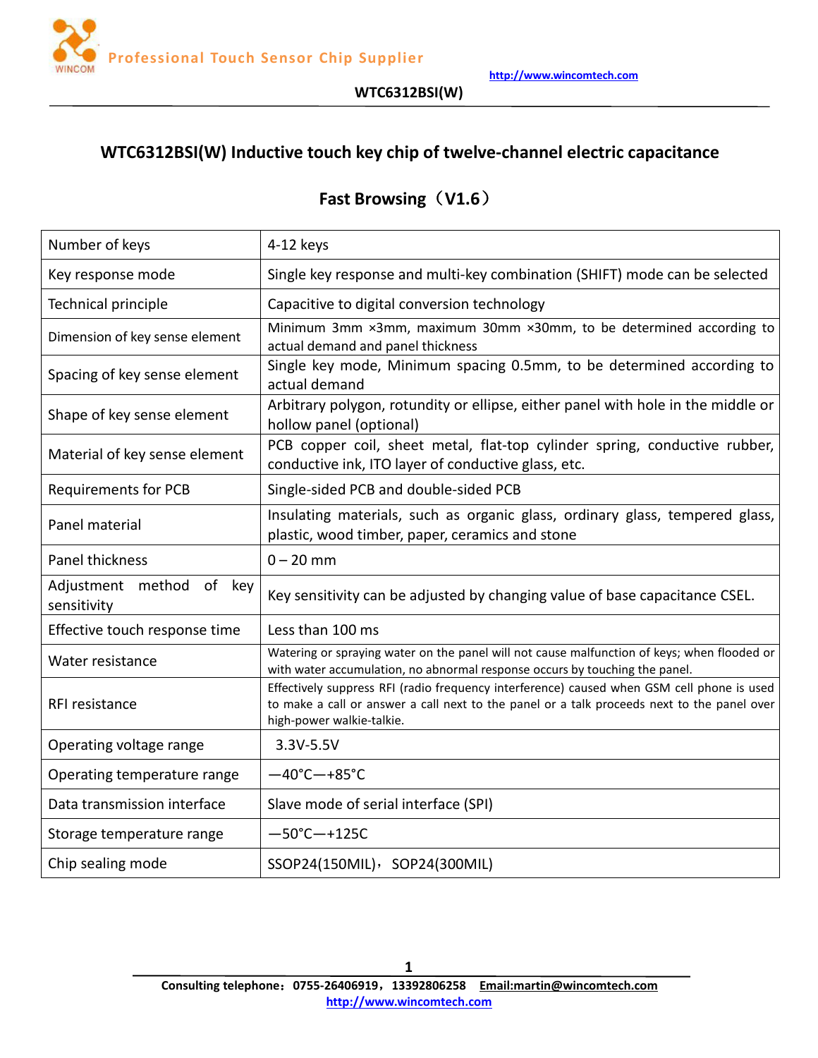# WTC6312BSI(W) Inductive touch key chip of twelve-channel electric capacitance

## Fast Browsing（V1.6）

| Number of keys | 4-12 keys |
|---|---|
| Key response mode | Single key response and multi-key combination (SHIFT) mode can be selected |
| Technical principle | Capacitive to digital conversion technology |
| Dimension of key sense element | Minimum 3mm ×3mm, maximum 30mm ×30mm, to be determined according to actual demand and panel thickness |
| Spacing of key sense element | Single key mode, Minimum spacing 0.5mm, to be determined according to actual demand |
| Shape of key sense element | Arbitrary polygon, rotundity or ellipse, either panel with hole in the middle or hollow panel (optional) |
| Material of key sense element | PCB copper coil, sheet metal, flat-top cylinder spring, conductive rubber, conductive ink, ITO layer of conductive glass, etc. |
| Requirements for PCB | Single-sided PCB and double-sided PCB |
| Panel material | Insulating materials, such as organic glass, ordinary glass, tempered glass, plastic, wood timber, paper, ceramics and stone |
| Panel thickness | 0 – 20 mm |
| Adjustment method of key sensitivity | Key sensitivity can be adjusted by changing value of base capacitance CSEL. |
| Effective touch response time | Less than 100 ms |
| Water resistance | Watering or spraying water on the panel will not cause malfunction of keys; when flooded or with water accumulation, no abnormal response occurs by touching the panel. |
| RFI resistance | Effectively suppress RFI (radio frequency interference) caused when GSM cell phone is used to make a call or answer a call next to the panel or a talk proceeds next to the panel over high-power walkie-talkie. |
| Operating voltage range | 3.3V-5.5V |
| Operating temperature range | —40°C—+85°C |
| Data transmission interface | Slave mode of serial interface (SPI) |
| Storage temperature range | —50°C—+125C |
| Chip sealing mode | SSOP24(150MIL)，SOP24(300MIL) |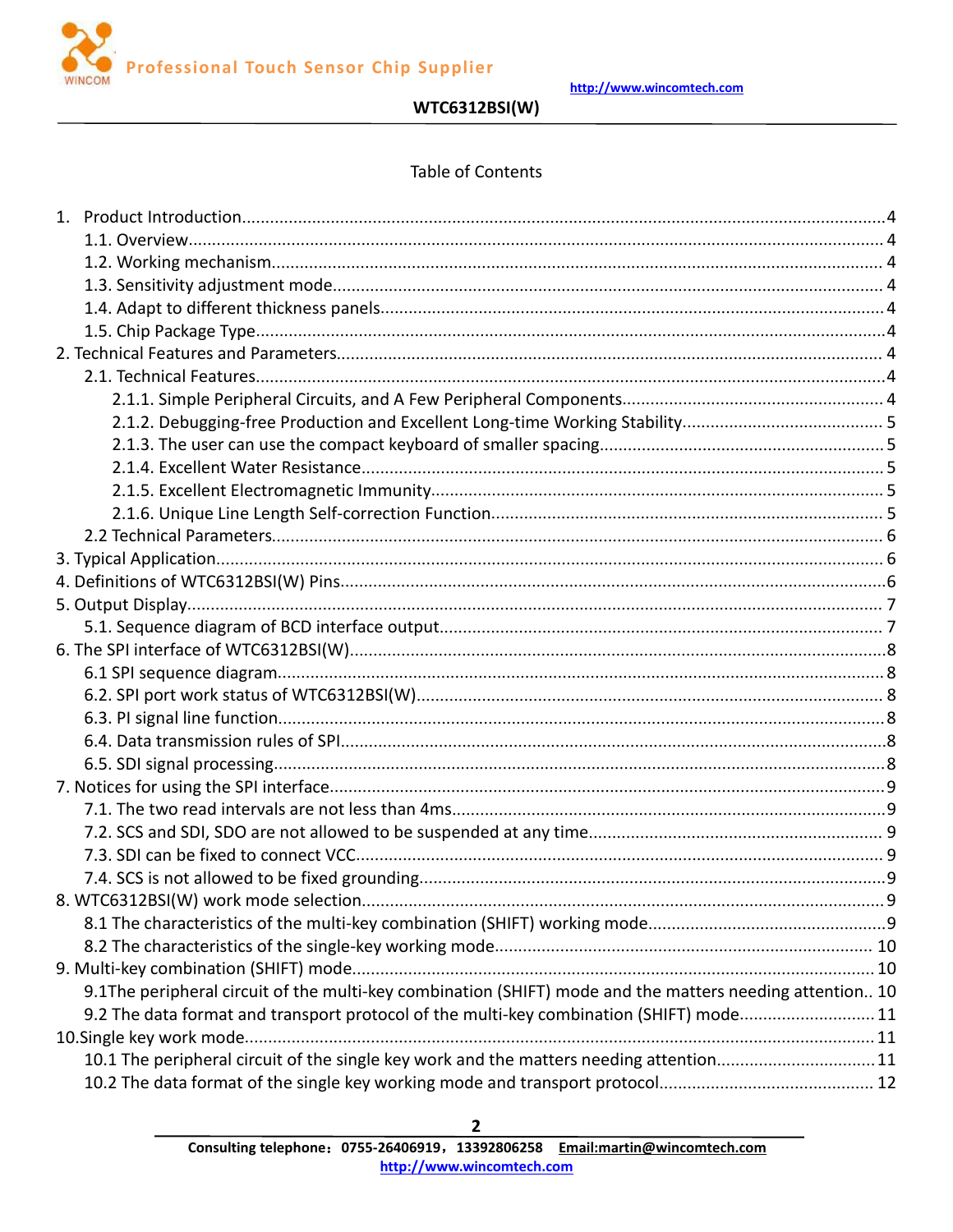Table of Contents

1. Product Introduction....4
   - 1.1. Overview.... 4
   - 1.2. Working mechanism.... 4
   - 1.3. Sensitivity adjustment mode.... 4
   - 1.4. Adapt to different thickness panels....4
   - 1.5. Chip Package Type....4
2. Technical Features and Parameters.... 4
   - 2.1. Technical Features....4
     - 2.1.1. Simple Peripheral Circuits, and A Few Peripheral Components.... 4
     - 2.1.2. Debugging-free Production and Excellent Long-time Working Stability.... 5
     - 2.1.3. The user can use the compact keyboard of smaller spacing....5
     - 2.1.4. Excellent Water Resistance....5
     - 2.1.5. Excellent Electromagnetic Immunity.... 5
     - 2.1.6. Unique Line Length Self-correction Function.... 5
   - 2.2 Technical Parameters.... 6
3. Typical Application.... 6
4. Definitions of WTC6312BSI(W) Pins....6
5. Output Display.... 7
   - 5.1. Sequence diagram of BCD interface output.... 7
6. The SPI interface of WTC6312BSI(W)....8
   - 6.1 SPI sequence diagram....8
   - 6.2. SPI port work status of WTC6312BSI(W).... 8
   - 6.3. PI signal line function....8
   - 6.4. Data transmission rules of SPI....8
   - 6.5. SDI signal processing....8
7. Notices for using the SPI interface....9
   - 7.1. The two read intervals are not less than 4ms....9
   - 7.2. SCS and SDI, SDO are not allowed to be suspended at any time.... 9
   - 7.3. SDI can be fixed to connect VCC.... 9
   - 7.4. SCS is not allowed to be fixed grounding....9
8. WTC6312BSI(W) work mode selection....9
   - 8.1 The characteristics of the multi-key combination (SHIFT) working mode....9
   - 8.2 The characteristics of the single-key working mode.... 10
9. Multi-key combination (SHIFT) mode.... 10
   - 9.1The peripheral circuit of the multi-key combination (SHIFT) mode and the matters needing attention.. 10
   - 9.2 The data format and transport protocol of the multi-key combination (SHIFT) mode.... 11
10. Single key work mode.... 11
    - 10.1 The peripheral circuit of the single key work and the matters needing attention.... 11
    - 10.2 The data format of the single key working mode and transport protocol.... 12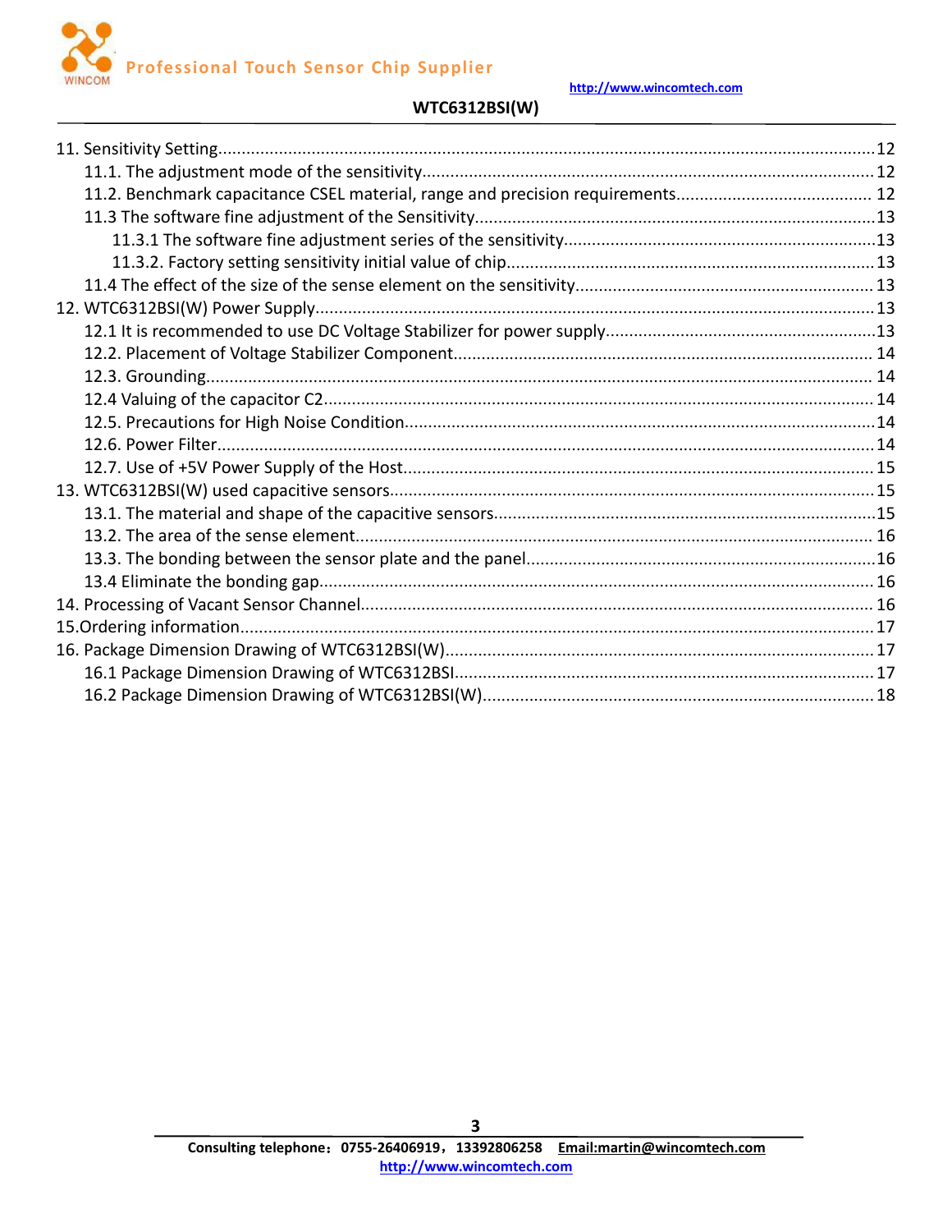11. Sensitivity Setting....12
   11.1. The adjustment mode of the sensitivity....12
   11.2. Benchmark capacitance CSEL material, range and precision requirements....12
   11.3 The software fine adjustment of the Sensitivity....13
      11.3.1 The software fine adjustment series of the sensitivity....13
      11.3.2. Factory setting sensitivity initial value of chip....13
   11.4 The effect of the size of the sense element on the sensitivity....13
12. WTC6312BSI(W) Power Supply....13
   12.1 It is recommended to use DC Voltage Stabilizer for power supply....13
   12.2. Placement of Voltage Stabilizer Component....14
   12.3. Grounding....14
   12.4 Valuing of the capacitor C2....14
   12.5. Precautions for High Noise Condition....14
   12.6. Power Filter....14
   12.7. Use of +5V Power Supply of the Host....15
13. WTC6312BSI(W) used capacitive sensors....15
   13.1. The material and shape of the capacitive sensors....15
   13.2. The area of the sense element....16
   13.3. The bonding between the sensor plate and the panel....16
   13.4 Eliminate the bonding gap....16
14. Processing of Vacant Sensor Channel....16
15.Ordering information....17
16. Package Dimension Drawing of WTC6312BSI(W)....17
   16.1 Package Dimension Drawing of WTC6312BSI....17
   16.2 Package Dimension Drawing of WTC6312BSI(W)....18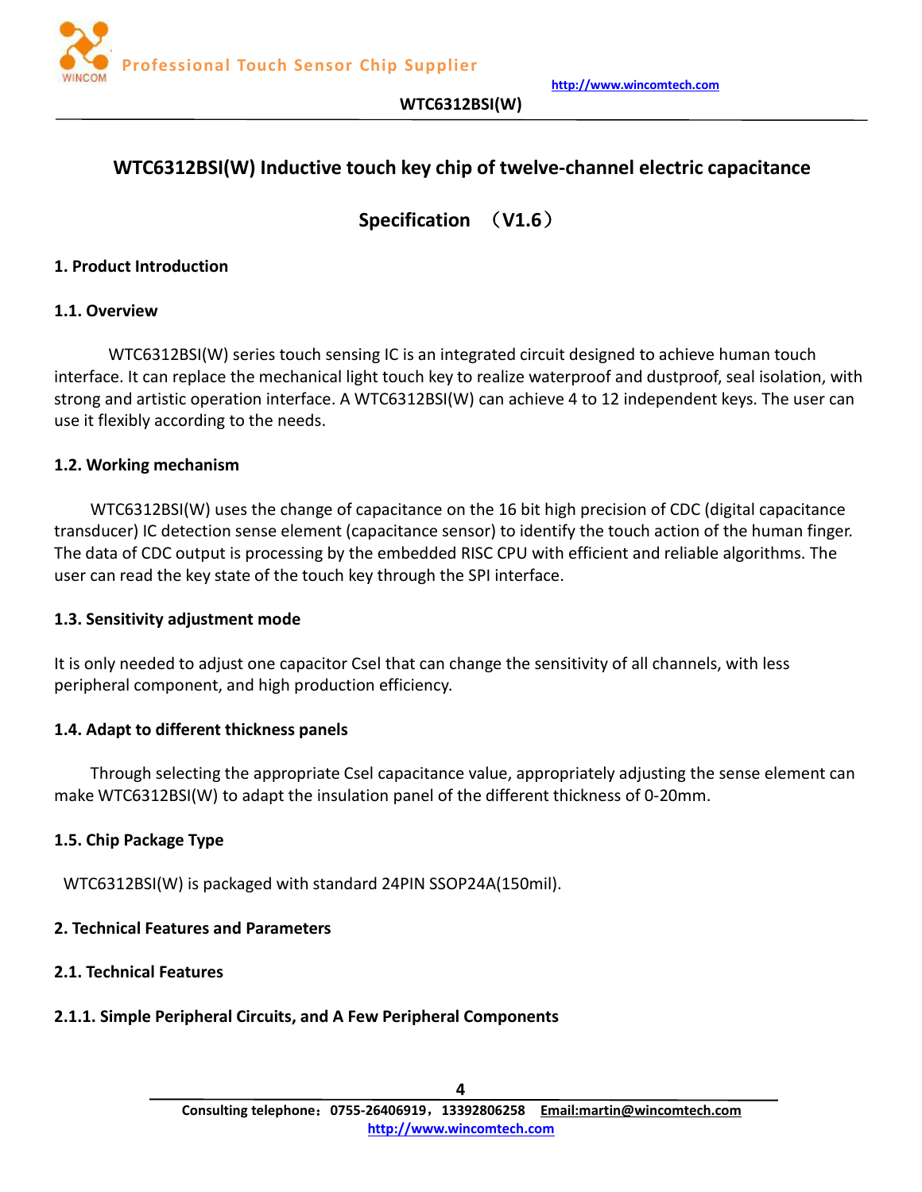# WTC6312BSI(W) Inductive touch key chip of twelve-channel electric capacitance

## Specification （V1.6）

## 1. Product Introduction

### 1.1. Overview

WTC6312BSI(W) series touch sensing IC is an integrated circuit designed to achieve human touch interface. It can replace the mechanical light touch key to realize waterproof and dustproof, seal isolation, with strong and artistic operation interface. A WTC6312BSI(W) can achieve 4 to 12 independent keys. The user can use it flexibly according to the needs.

### 1.2. Working mechanism

WTC6312BSI(W) uses the change of capacitance on the 16 bit high precision of CDC (digital capacitance transducer) IC detection sense element (capacitance sensor) to identify the touch action of the human finger. The data of CDC output is processing by the embedded RISC CPU with efficient and reliable algorithms. The user can read the key state of the touch key through the SPI interface.

### 1.3. Sensitivity adjustment mode

It is only needed to adjust one capacitor Csel that can change the sensitivity of all channels, with less peripheral component, and high production efficiency.

### 1.4. Adapt to different thickness panels

Through selecting the appropriate Csel capacitance value, appropriately adjusting the sense element can make WTC6312BSI(W) to adapt the insulation panel of the different thickness of 0-20mm.

### 1.5. Chip Package Type

WTC6312BSI(W) is packaged with standard 24PIN SSOP24A(150mil).

## 2. Technical Features and Parameters

### 2.1. Technical Features

#### 2.1.1. Simple Peripheral Circuits, and A Few Peripheral Components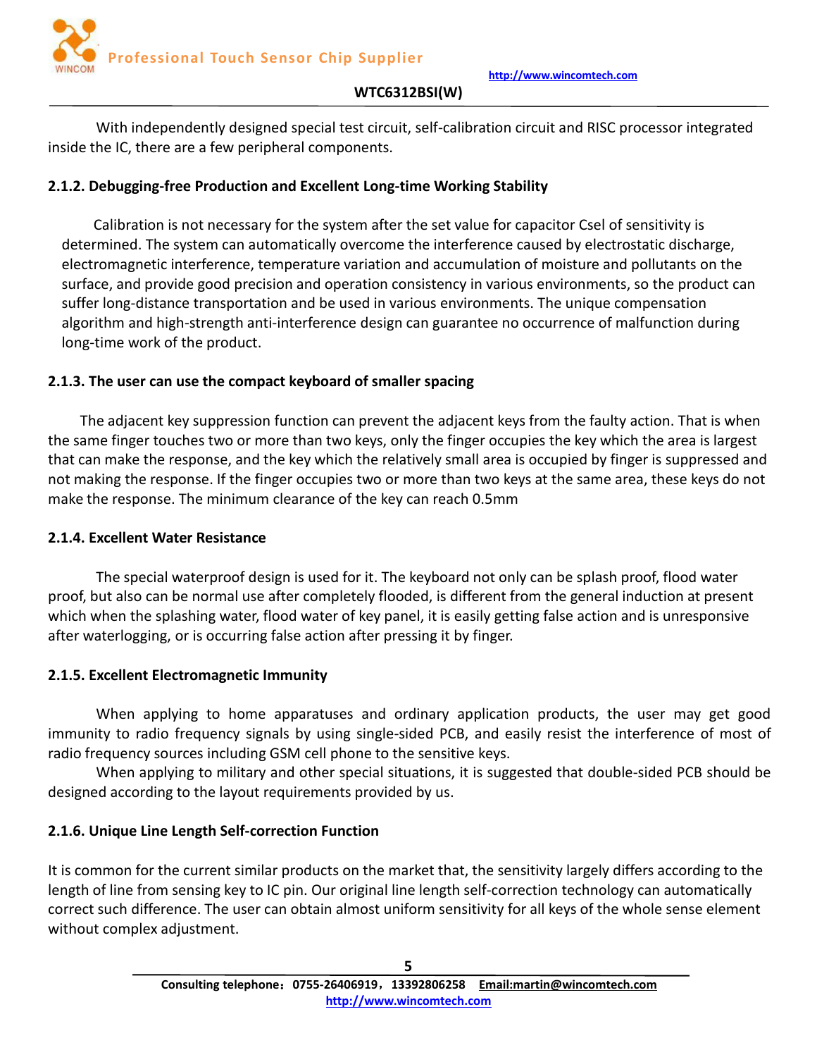With independently designed special test circuit, self-calibration circuit and RISC processor integrated inside the IC, there are a few peripheral components.

### 2.1.2. Debugging-free Production and Excellent Long-time Working Stability

Calibration is not necessary for the system after the set value for capacitor Csel of sensitivity is determined. The system can automatically overcome the interference caused by electrostatic discharge, electromagnetic interference, temperature variation and accumulation of moisture and pollutants on the surface, and provide good precision and operation consistency in various environments, so the product can suffer long-distance transportation and be used in various environments. The unique compensation algorithm and high-strength anti-interference design can guarantee no occurrence of malfunction during long-time work of the product.

### 2.1.3. The user can use the compact keyboard of smaller spacing

The adjacent key suppression function can prevent the adjacent keys from the faulty action. That is when the same finger touches two or more than two keys, only the finger occupies the key which the area is largest that can make the response, and the key which the relatively small area is occupied by finger is suppressed and not making the response. If the finger occupies two or more than two keys at the same area, these keys do not make the response. The minimum clearance of the key can reach 0.5mm

### 2.1.4. Excellent Water Resistance

The special waterproof design is used for it. The keyboard not only can be splash proof, flood water proof, but also can be normal use after completely flooded, is different from the general induction at present which when the splashing water, flood water of key panel, it is easily getting false action and is unresponsive after waterlogging, or is occurring false action after pressing it by finger.

### 2.1.5. Excellent Electromagnetic Immunity

When applying to home apparatuses and ordinary application products, the user may get good immunity to radio frequency signals by using single-sided PCB, and easily resist the interference of most of radio frequency sources including GSM cell phone to the sensitive keys.

When applying to military and other special situations, it is suggested that double-sided PCB should be designed according to the layout requirements provided by us.

### 2.1.6. Unique Line Length Self-correction Function

It is common for the current similar products on the market that, the sensitivity largely differs according to the length of line from sensing key to IC pin. Our original line length self-correction technology can automatically correct such difference. The user can obtain almost uniform sensitivity for all keys of the whole sense element without complex adjustment.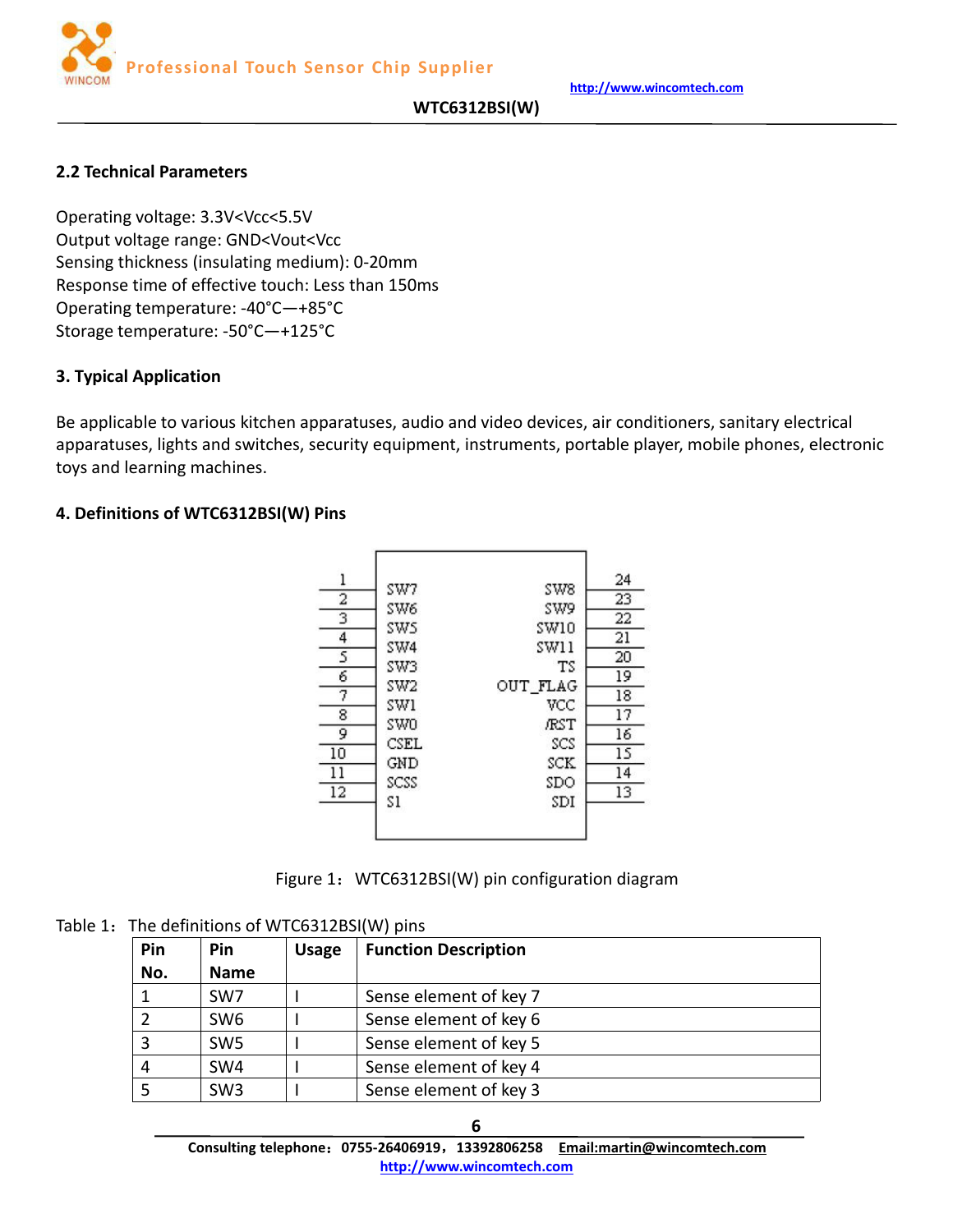## 2.2 Technical Parameters

Operating voltage: 3.3V<Vcc<5.5V
Output voltage range: GND<Vout<Vcc
Sensing thickness (insulating medium): 0-20mm
Response time of effective touch: Less than 150ms
Operating temperature: -40°C—+85°C
Storage temperature: -50°C—+125°C

## 3. Typical Application

Be applicable to various kitchen apparatuses, audio and video devices, air conditioners, sanitary electrical apparatuses, lights and switches, security equipment, instruments, portable player, mobile phones, electronic toys and learning machines.

## 4. Definitions of WTC6312BSI(W) Pins

| Pin | Left | Right | Pin |
|---|---|---|---|
| 1 | SW7 | SW8 | 24 |
| 2 | SW6 | SW9 | 23 |
| 3 | SW5 | SW10 | 22 |
| 4 | SW4 | SW11 | 21 |
| 5 | SW3 | TS | 20 |
| 6 | SW2 | OUT_FLAG | 19 |
| 7 | SW1 | VCC | 18 |
| 8 | SW0 | /RST | 17 |
| 9 | CSEL | SCS | 16 |
| 10 | GND | SCK | 15 |
| 11 | SCSS | SDO | 14 |
| 12 | S1 | SDI | 13 |

Figure 1：WTC6312BSI(W) pin configuration diagram

Table 1：The definitions of WTC6312BSI(W) pins

| Pin No. | Pin Name | Usage | Function Description |
|---|---|---|---|
| 1 | SW7 | I | Sense element of key 7 |
| 2 | SW6 | I | Sense element of key 6 |
| 3 | SW5 | I | Sense element of key 5 |
| 4 | SW4 | I | Sense element of key 4 |
| 5 | SW3 | I | Sense element of key 3 |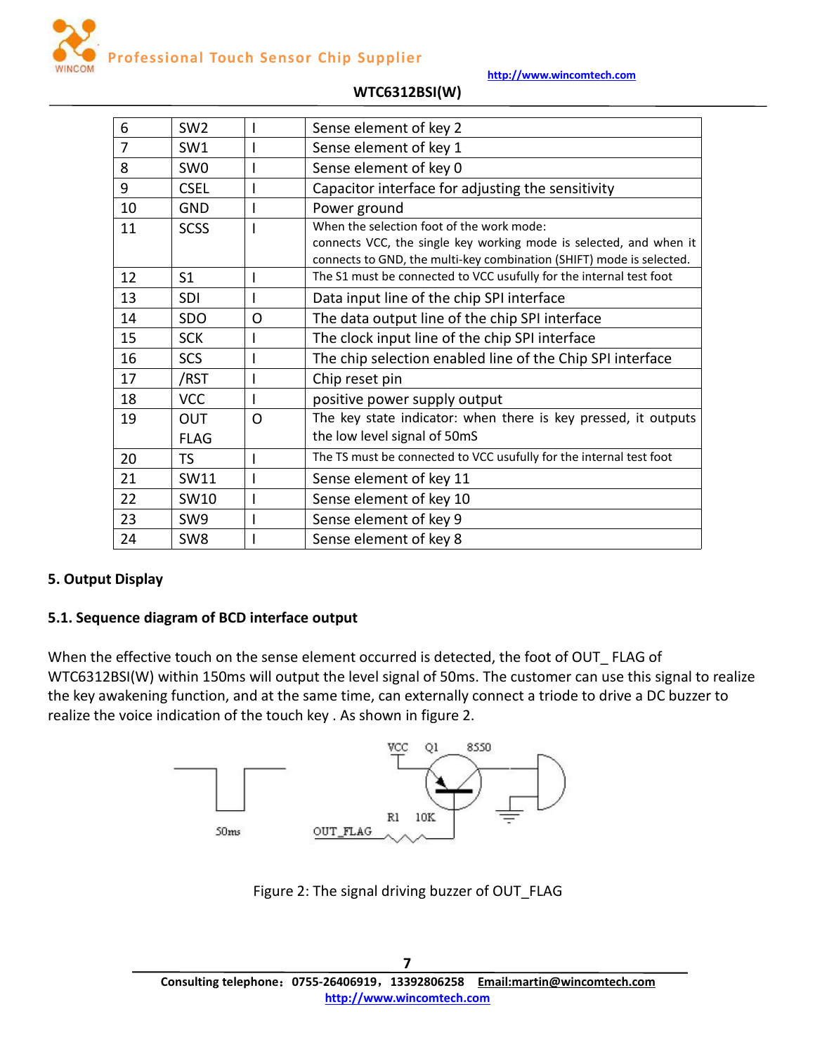| 6 | SW2 | I | Sense element of key 2 |
|---|---|---|---|
| 7 | SW1 | I | Sense element of key 1 |
| 8 | SW0 | I | Sense element of key 0 |
| 9 | CSEL | I | Capacitor interface for adjusting the sensitivity |
| 10 | GND | I | Power ground |
| 11 | SCSS | I | When the selection foot of the work mode: connects VCC, the single key working mode is selected, and when it connects to GND, the multi-key combination (SHIFT) mode is selected. |
| 12 | S1 | I | The S1 must be connected to VCC usufully for the internal test foot |
| 13 | SDI | I | Data input line of the chip SPI interface |
| 14 | SDO | O | The data output line of the chip SPI interface |
| 15 | SCK | I | The clock input line of the chip SPI interface |
| 16 | SCS | I | The chip selection enabled line of the Chip SPI interface |
| 17 | /RST | I | Chip reset pin |
| 18 | VCC | I | positive power supply output |
| 19 | OUT FLAG | O | The key state indicator: when there is key pressed, it outputs the low level signal of 50mS |
| 20 | TS | I | The TS must be connected to VCC usufully for the internal test foot |
| 21 | SW11 | I | Sense element of key 11 |
| 22 | SW10 | I | Sense element of key 10 |
| 23 | SW9 | I | Sense element of key 9 |
| 24 | SW8 | I | Sense element of key 8 |

## 5. Output Display

### 5.1. Sequence diagram of BCD interface output

When the effective touch on the sense element occurred is detected, the foot of OUT_ FLAG of WTC6312BSI(W) within 150ms will output the level signal of 50ms. The customer can use this signal to realize the key awakening function, and at the same time, can externally connect a triode to drive a DC buzzer to realize the voice indication of the touch key . As shown in figure 2.

Figure 2: The signal driving buzzer of OUT_FLAG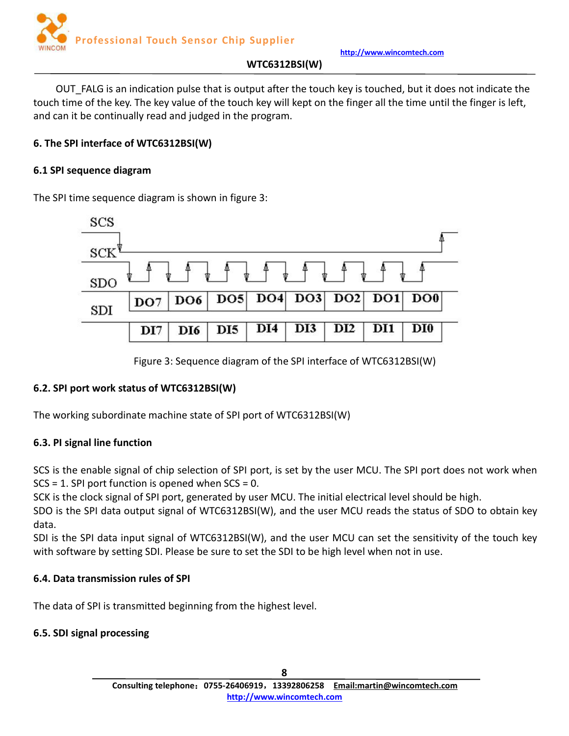OUT_FALG is an indication pulse that is output after the touch key is touched, but it does not indicate the touch time of the key. The key value of the touch key will kept on the finger all the time until the finger is left, and can it be continually read and judged in the program.

## 6. The SPI interface of WTC6312BSI(W)

### 6.1 SPI sequence diagram

The SPI time sequence diagram is shown in figure 3:

Figure 3: Sequence diagram of the SPI interface of WTC6312BSI(W)

### 6.2. SPI port work status of WTC6312BSI(W)

The working subordinate machine state of SPI port of WTC6312BSI(W)

### 6.3. PI signal line function

SCS is the enable signal of chip selection of SPI port, is set by the user MCU. The SPI port does not work when SCS = 1. SPI port function is opened when SCS = 0.

SCK is the clock signal of SPI port, generated by user MCU. The initial electrical level should be high.

SDO is the SPI data output signal of WTC6312BSI(W), and the user MCU reads the status of SDO to obtain key data.

SDI is the SPI data input signal of WTC6312BSI(W), and the user MCU can set the sensitivity of the touch key with software by setting SDI. Please be sure to set the SDI to be high level when not in use.

### 6.4. Data transmission rules of SPI

The data of SPI is transmitted beginning from the highest level.

### 6.5. SDI signal processing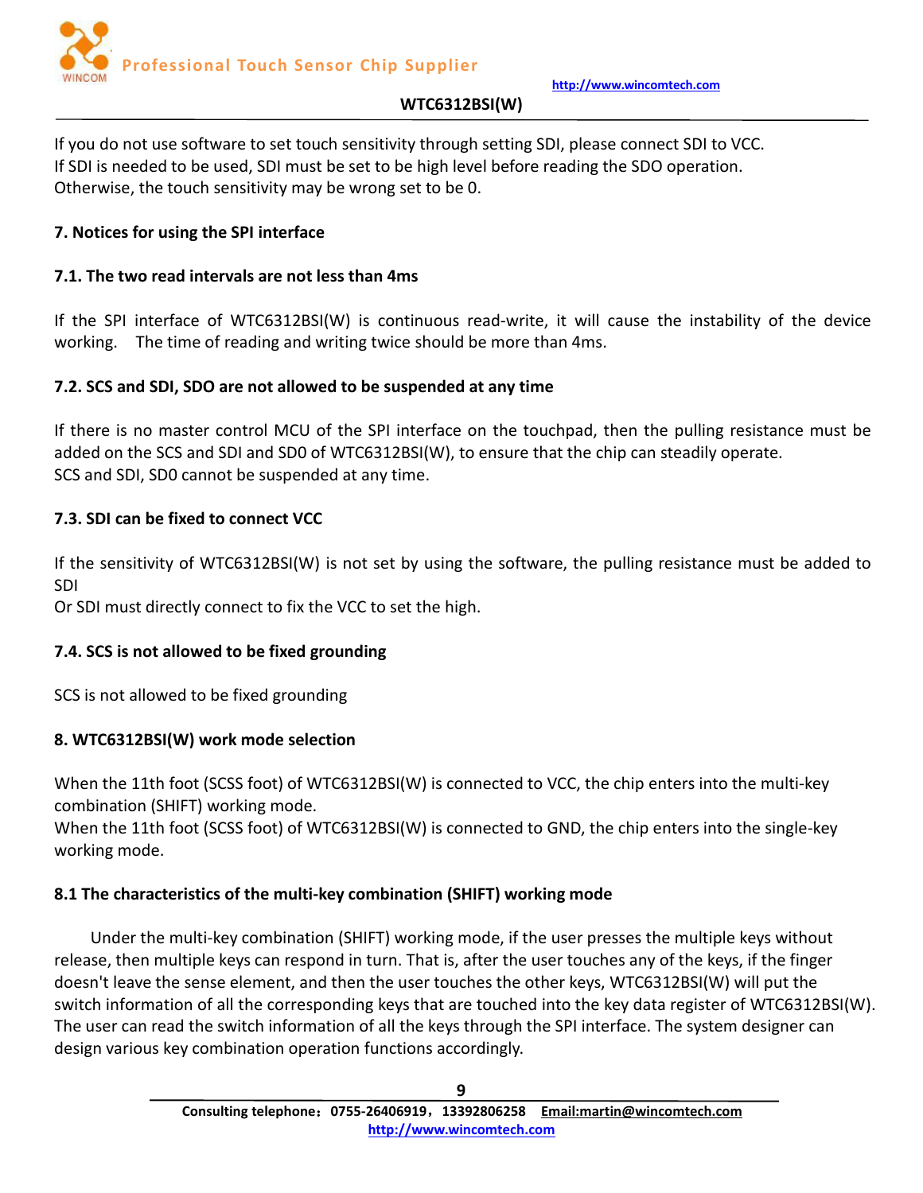If you do not use software to set touch sensitivity through setting SDI, please connect SDI to VCC.
If SDI is needed to be used, SDI must be set to be high level before reading the SDO operation.
Otherwise, the touch sensitivity may be wrong set to be 0.

## 7. Notices for using the SPI interface

### 7.1. The two read intervals are not less than 4ms

If the SPI interface of WTC6312BSI(W) is continuous read-write, it will cause the instability of the device working. The time of reading and writing twice should be more than 4ms.

### 7.2. SCS and SDI, SDO are not allowed to be suspended at any time

If there is no master control MCU of the SPI interface on the touchpad, then the pulling resistance must be added on the SCS and SDI and SD0 of WTC6312BSI(W), to ensure that the chip can steadily operate.
SCS and SDI, SD0 cannot be suspended at any time.

### 7.3. SDI can be fixed to connect VCC

If the sensitivity of WTC6312BSI(W) is not set by using the software, the pulling resistance must be added to SDI
Or SDI must directly connect to fix the VCC to set the high.

### 7.4. SCS is not allowed to be fixed grounding

SCS is not allowed to be fixed grounding

## 8. WTC6312BSI(W) work mode selection

When the 11th foot (SCSS foot) of WTC6312BSI(W) is connected to VCC, the chip enters into the multi-key combination (SHIFT) working mode.
When the 11th foot (SCSS foot) of WTC6312BSI(W) is connected to GND, the chip enters into the single-key working mode.

### 8.1 The characteristics of the multi-key combination (SHIFT) working mode

Under the multi-key combination (SHIFT) working mode, if the user presses the multiple keys without release, then multiple keys can respond in turn. That is, after the user touches any of the keys, if the finger doesn't leave the sense element, and then the user touches the other keys, WTC6312BSI(W) will put the switch information of all the corresponding keys that are touched into the key data register of WTC6312BSI(W). The user can read the switch information of all the keys through the SPI interface. The system designer can design various key combination operation functions accordingly.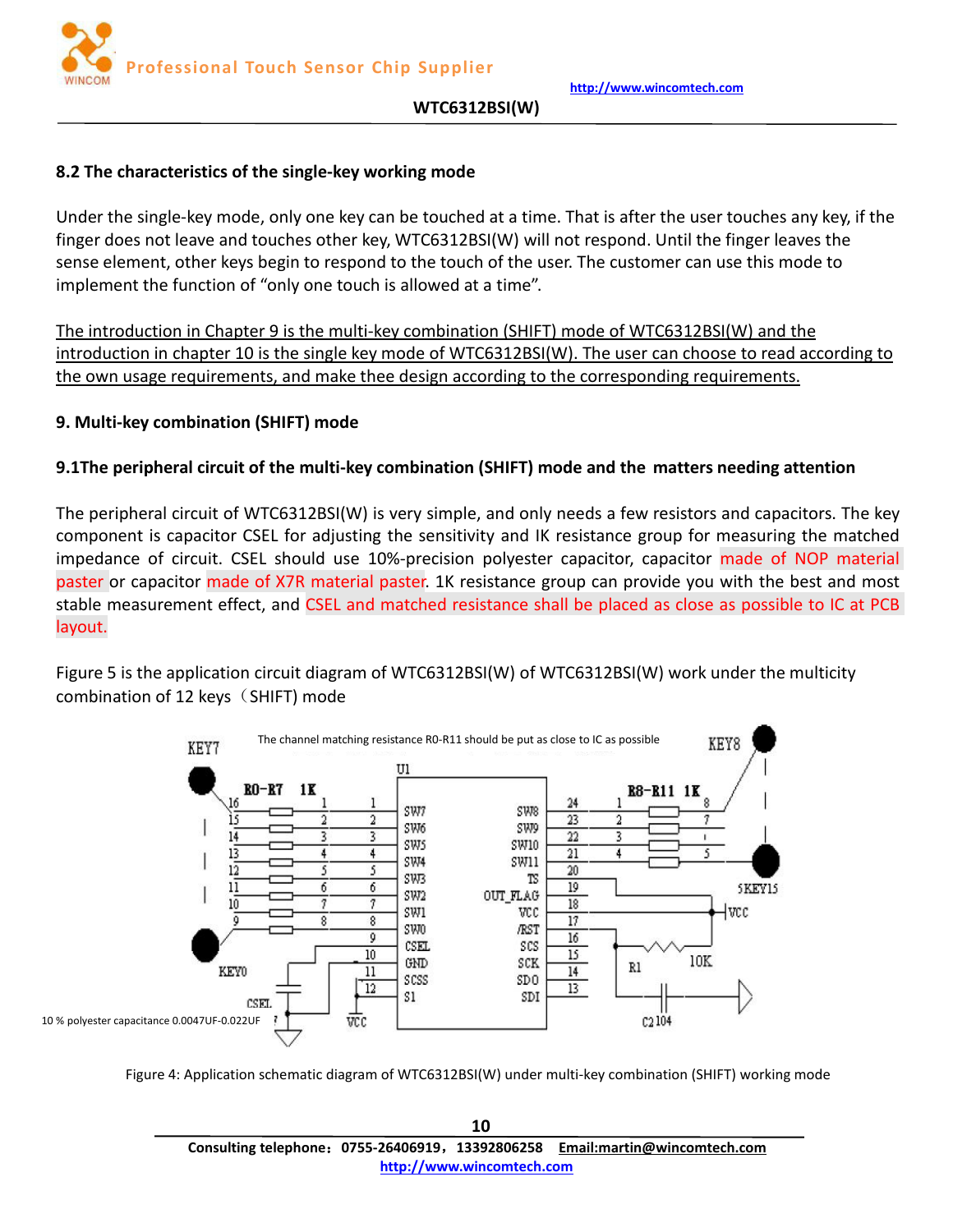## 8.2 The characteristics of the single-key working mode

Under the single-key mode, only one key can be touched at a time. That is after the user touches any key, if the finger does not leave and touches other key, WTC6312BSI(W) will not respond. Until the finger leaves the sense element, other keys begin to respond to the touch of the user. The customer can use this mode to implement the function of "only one touch is allowed at a time".

The introduction in Chapter 9 is the multi-key combination (SHIFT) mode of WTC6312BSI(W) and the introduction in chapter 10 is the single key mode of WTC6312BSI(W). The user can choose to read according to the own usage requirements, and make thee design according to the corresponding requirements.

## 9. Multi-key combination (SHIFT) mode

### 9.1The peripheral circuit of the multi-key combination (SHIFT) mode and the matters needing attention

The peripheral circuit of WTC6312BSI(W) is very simple, and only needs a few resistors and capacitors. The key component is capacitor CSEL for adjusting the sensitivity and IK resistance group for measuring the matched impedance of circuit. CSEL should use 10%-precision polyester capacitor, capacitor made of NOP material paster or capacitor made of X7R material paster. 1K resistance group can provide you with the best and most stable measurement effect, and CSEL and matched resistance shall be placed as close as possible to IC at PCB layout.

Figure 5 is the application circuit diagram of WTC6312BSI(W) of WTC6312BSI(W) work under the multicity combination of 12 keys（SHIFT) mode

Figure 4: Application schematic diagram of WTC6312BSI(W) under multi-key combination (SHIFT) working mode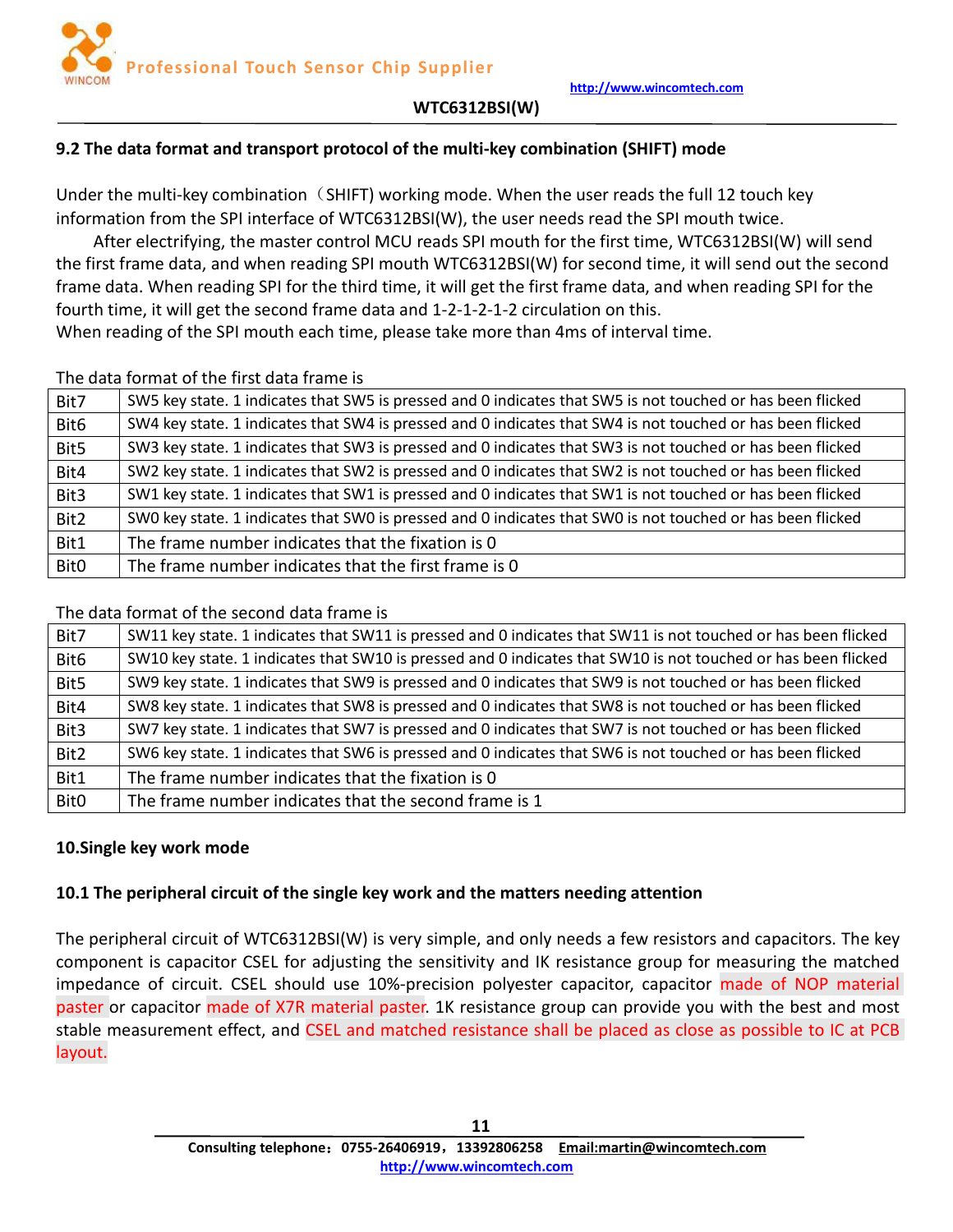### 9.2 The data format and transport protocol of the multi-key combination (SHIFT) mode

Under the multi-key combination（SHIFT) working mode. When the user reads the full 12 touch key information from the SPI interface of WTC6312BSI(W), the user needs read the SPI mouth twice.

After electrifying, the master control MCU reads SPI mouth for the first time, WTC6312BSI(W) will send the first frame data, and when reading SPI mouth WTC6312BSI(W) for second time, it will send out the second frame data. When reading SPI for the third time, it will get the first frame data, and when reading SPI for the fourth time, it will get the second frame data and 1-2-1-2-1-2 circulation on this.

When reading of the SPI mouth each time, please take more than 4ms of interval time.

The data format of the first data frame is

| | |
|---|---|
| Bit7 | SW5 key state. 1 indicates that SW5 is pressed and 0 indicates that SW5 is not touched or has been flicked |
| Bit6 | SW4 key state. 1 indicates that SW4 is pressed and 0 indicates that SW4 is not touched or has been flicked |
| Bit5 | SW3 key state. 1 indicates that SW3 is pressed and 0 indicates that SW3 is not touched or has been flicked |
| Bit4 | SW2 key state. 1 indicates that SW2 is pressed and 0 indicates that SW2 is not touched or has been flicked |
| Bit3 | SW1 key state. 1 indicates that SW1 is pressed and 0 indicates that SW1 is not touched or has been flicked |
| Bit2 | SW0 key state. 1 indicates that SW0 is pressed and 0 indicates that SW0 is not touched or has been flicked |
| Bit1 | The frame number indicates that the fixation is 0 |
| Bit0 | The frame number indicates that the first frame is 0 |

The data format of the second data frame is

| | |
|---|---|
| Bit7 | SW11 key state. 1 indicates that SW11 is pressed and 0 indicates that SW11 is not touched or has been flicked |
| Bit6 | SW10 key state. 1 indicates that SW10 is pressed and 0 indicates that SW10 is not touched or has been flicked |
| Bit5 | SW9 key state. 1 indicates that SW9 is pressed and 0 indicates that SW9 is not touched or has been flicked |
| Bit4 | SW8 key state. 1 indicates that SW8 is pressed and 0 indicates that SW8 is not touched or has been flicked |
| Bit3 | SW7 key state. 1 indicates that SW7 is pressed and 0 indicates that SW7 is not touched or has been flicked |
| Bit2 | SW6 key state. 1 indicates that SW6 is pressed and 0 indicates that SW6 is not touched or has been flicked |
| Bit1 | The frame number indicates that the fixation is 0 |
| Bit0 | The frame number indicates that the second frame is 1 |

## 10.Single key work mode

### 10.1 The peripheral circuit of the single key work and the matters needing attention

The peripheral circuit of WTC6312BSI(W) is very simple, and only needs a few resistors and capacitors. The key component is capacitor CSEL for adjusting the sensitivity and IK resistance group for measuring the matched impedance of circuit. CSEL should use 10%-precision polyester capacitor, capacitor made of NOP material paster or capacitor made of X7R material paster. 1K resistance group can provide you with the best and most stable measurement effect, and CSEL and matched resistance shall be placed as close as possible to IC at PCB layout.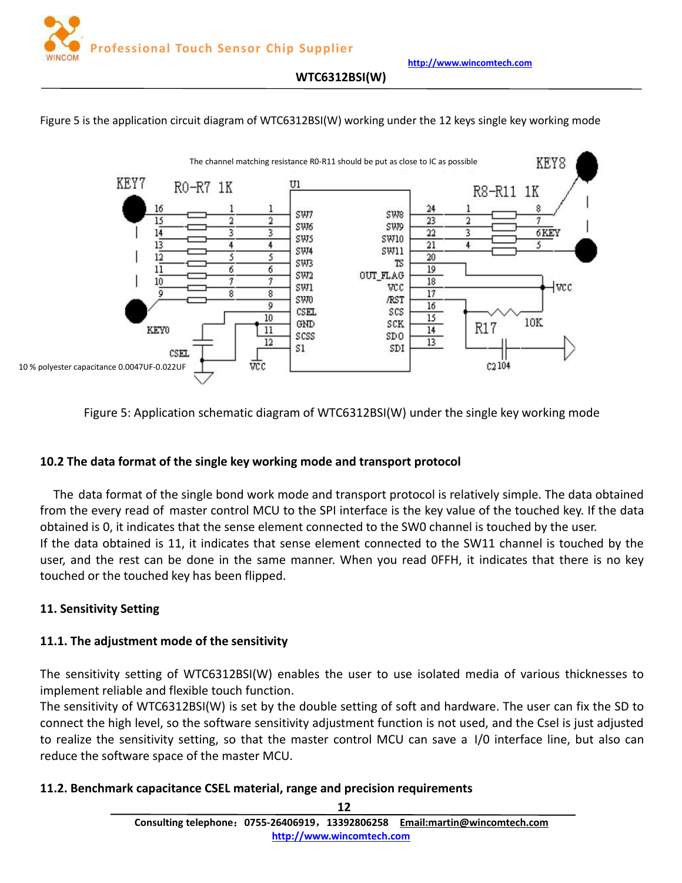Figure 5 is the application circuit diagram of WTC6312BSI(W) working under the 12 keys single key working mode

The channel matching resistance R0-R11 should be put as close to IC as possible

10 % polyester capacitance 0.0047UF-0.022UF

Figure 5: Application schematic diagram of WTC6312BSI(W) under the single key working mode

### 10.2 The data format of the single key working mode and transport protocol

The data format of the single bond work mode and transport protocol is relatively simple. The data obtained from the every read of master control MCU to the SPI interface is the key value of the touched key. If the data obtained is 0, it indicates that the sense element connected to the SW0 channel is touched by the user.
If the data obtained is 11, it indicates that sense element connected to the SW11 channel is touched by the user, and the rest can be done in the same manner. When you read 0FFH, it indicates that there is no key touched or the touched key has been flipped.

## 11. Sensitivity Setting

### 11.1. The adjustment mode of the sensitivity

The sensitivity setting of WTC6312BSI(W) enables the user to use isolated media of various thicknesses to implement reliable and flexible touch function.
The sensitivity of WTC6312BSI(W) is set by the double setting of soft and hardware. The user can fix the SD to connect the high level, so the software sensitivity adjustment function is not used, and the Csel is just adjusted to realize the sensitivity setting, so that the master control MCU can save a I/0 interface line, but also can reduce the software space of the master MCU.

### 11.2. Benchmark capacitance CSEL material, range and precision requirements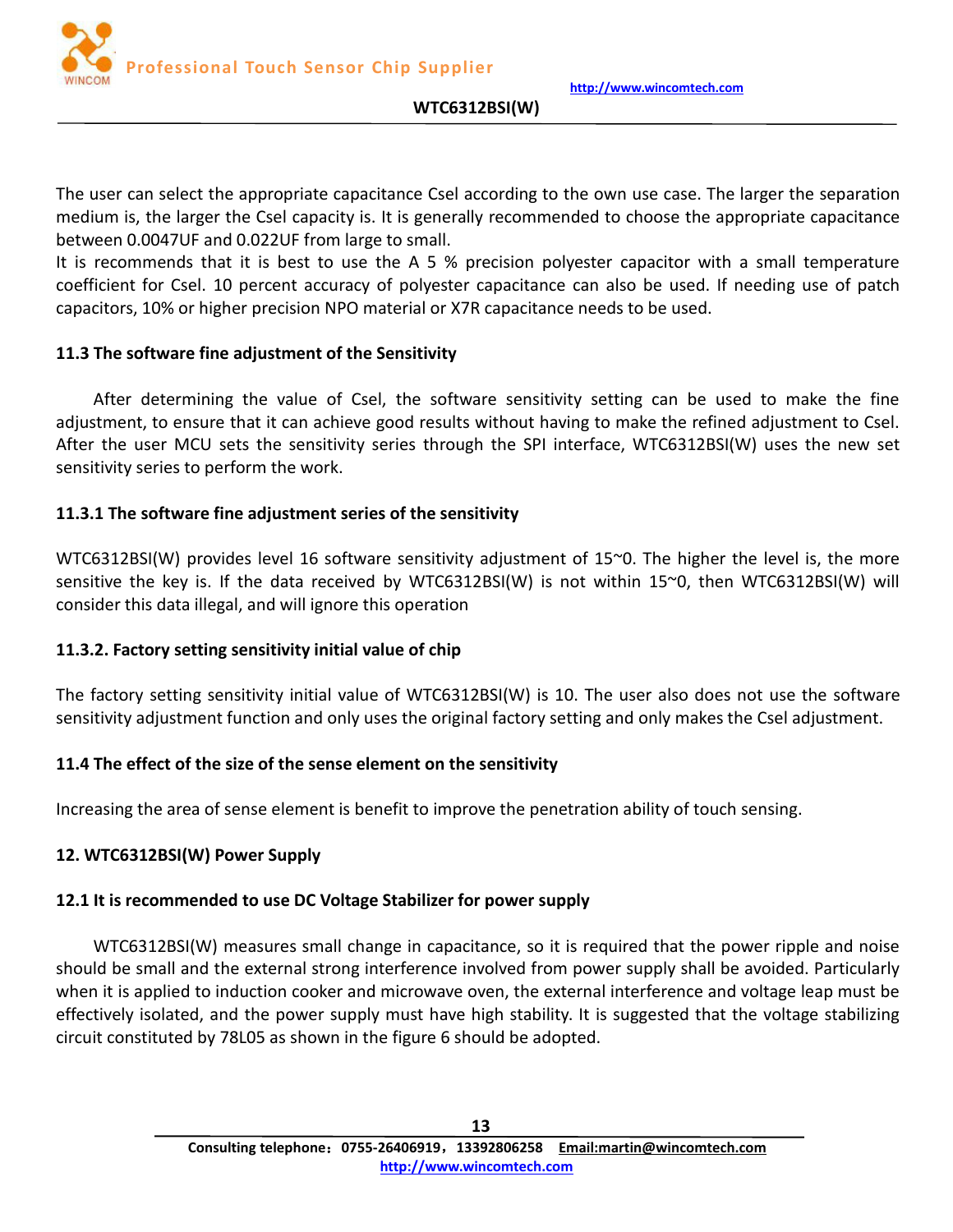The user can select the appropriate capacitance Csel according to the own use case. The larger the separation medium is, the larger the Csel capacity is. It is generally recommended to choose the appropriate capacitance between 0.0047UF and 0.022UF from large to small.
It is recommends that it is best to use the A 5 % precision polyester capacitor with a small temperature coefficient for Csel. 10 percent accuracy of polyester capacitance can also be used. If needing use of patch capacitors, 10% or higher precision NPO material or X7R capacitance needs to be used.

### 11.3 The software fine adjustment of the Sensitivity

After determining the value of Csel, the software sensitivity setting can be used to make the fine adjustment, to ensure that it can achieve good results without having to make the refined adjustment to Csel. After the user MCU sets the sensitivity series through the SPI interface, WTC6312BSI(W) uses the new set sensitivity series to perform the work.

#### 11.3.1 The software fine adjustment series of the sensitivity

WTC6312BSI(W) provides level 16 software sensitivity adjustment of 15~0. The higher the level is, the more sensitive the key is. If the data received by WTC6312BSI(W) is not within 15~0, then WTC6312BSI(W) will consider this data illegal, and will ignore this operation

#### 11.3.2. Factory setting sensitivity initial value of chip

The factory setting sensitivity initial value of WTC6312BSI(W) is 10. The user also does not use the software sensitivity adjustment function and only uses the original factory setting and only makes the Csel adjustment.

### 11.4 The effect of the size of the sense element on the sensitivity

Increasing the area of sense element is benefit to improve the penetration ability of touch sensing.

## 12. WTC6312BSI(W) Power Supply

### 12.1 It is recommended to use DC Voltage Stabilizer for power supply

WTC6312BSI(W) measures small change in capacitance, so it is required that the power ripple and noise should be small and the external strong interference involved from power supply shall be avoided. Particularly when it is applied to induction cooker and microwave oven, the external interference and voltage leap must be effectively isolated, and the power supply must have high stability. It is suggested that the voltage stabilizing circuit constituted by 78L05 as shown in the figure 6 should be adopted.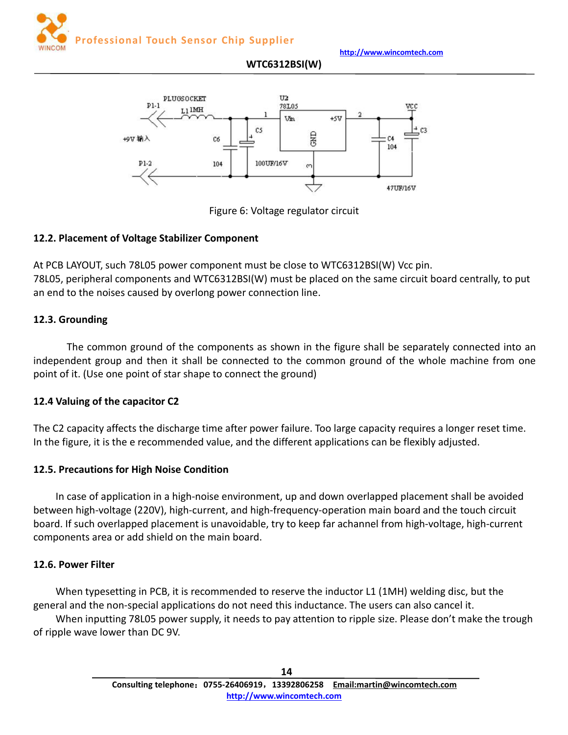Figure 6: Voltage regulator circuit

### 12.2. Placement of Voltage Stabilizer Component

At PCB LAYOUT, such 78L05 power component must be close to WTC6312BSI(W) Vcc pin.
78L05, peripheral components and WTC6312BSI(W) must be placed on the same circuit board centrally, to put an end to the noises caused by overlong power connection line.

### 12.3. Grounding

The common ground of the components as shown in the figure shall be separately connected into an independent group and then it shall be connected to the common ground of the whole machine from one point of it. (Use one point of star shape to connect the ground)

### 12.4 Valuing of the capacitor C2

The C2 capacity affects the discharge time after power failure. Too large capacity requires a longer reset time. In the figure, it is the e recommended value, and the different applications can be flexibly adjusted.

### 12.5. Precautions for High Noise Condition

In case of application in a high-noise environment, up and down overlapped placement shall be avoided between high-voltage (220V), high-current, and high-frequency-operation main board and the touch circuit board. If such overlapped placement is unavoidable, try to keep far achannel from high-voltage, high-current components area or add shield on the main board.

### 12.6. Power Filter

When typesetting in PCB, it is recommended to reserve the inductor L1 (1MH) welding disc, but the general and the non-special applications do not need this inductance. The users can also cancel it.

When inputting 78L05 power supply, it needs to pay attention to ripple size. Please don't make the trough of ripple wave lower than DC 9V.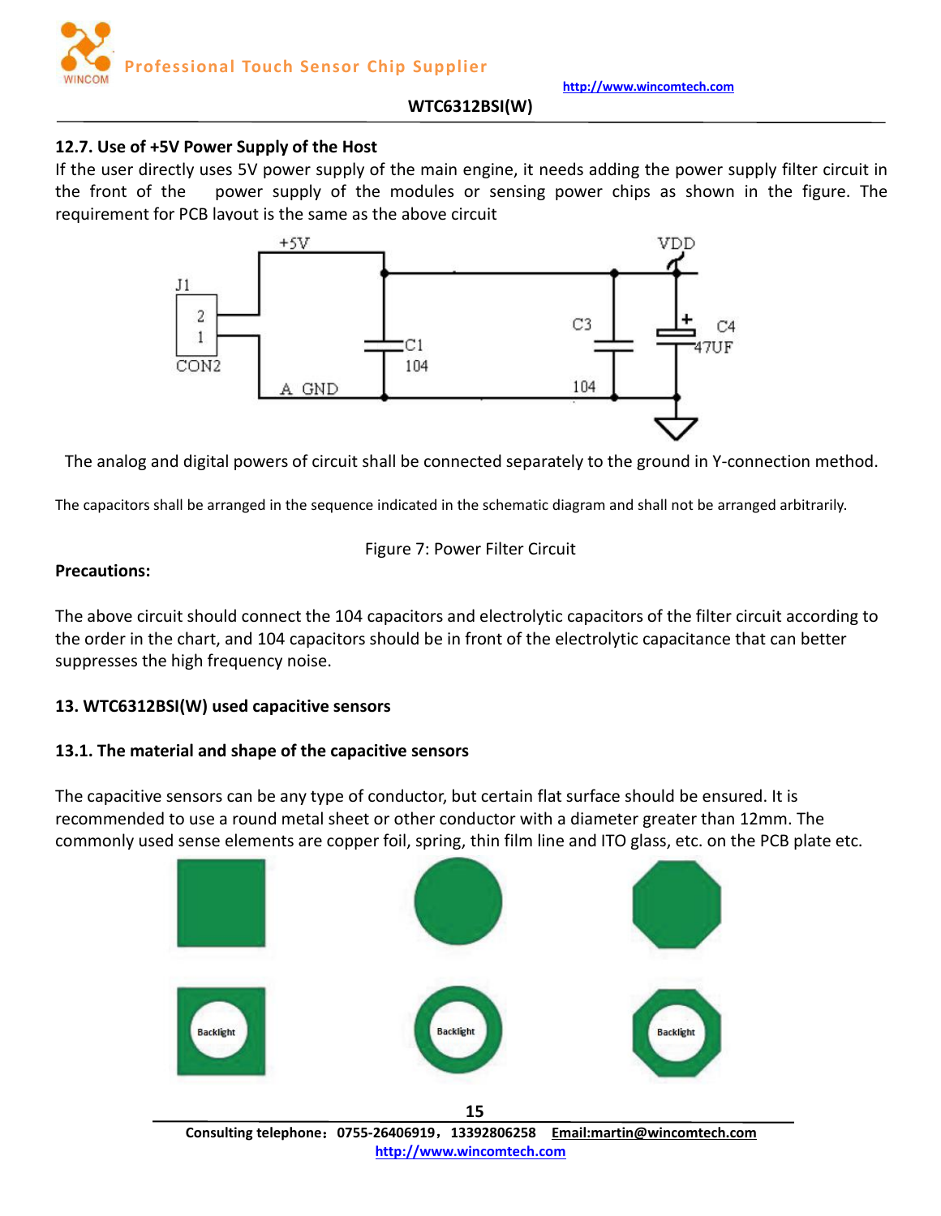## 12.7. Use of +5V Power Supply of the Host

If the user directly uses 5V power supply of the main engine, it needs adding the power supply filter circuit in the front of the power supply of the modules or sensing power chips as shown in the figure. The requirement for PCB layout is the same as the above circuit

The analog and digital powers of circuit shall be connected separately to the ground in Y-connection method.

The capacitors shall be arranged in the sequence indicated in the schematic diagram and shall not be arranged arbitrarily.

Figure 7: Power Filter Circuit

**Precautions:**

The above circuit should connect the 104 capacitors and electrolytic capacitors of the filter circuit according to the order in the chart, and 104 capacitors should be in front of the electrolytic capacitance that can better suppresses the high frequency noise.

## 13. WTC6312BSI(W) used capacitive sensors

### 13.1. The material and shape of the capacitive sensors

The capacitive sensors can be any type of conductor, but certain flat surface should be ensured. It is recommended to use a round metal sheet or other conductor with a diameter greater than 12mm. The commonly used sense elements are copper foil, spring, thin film line and ITO glass, etc. on the PCB plate etc.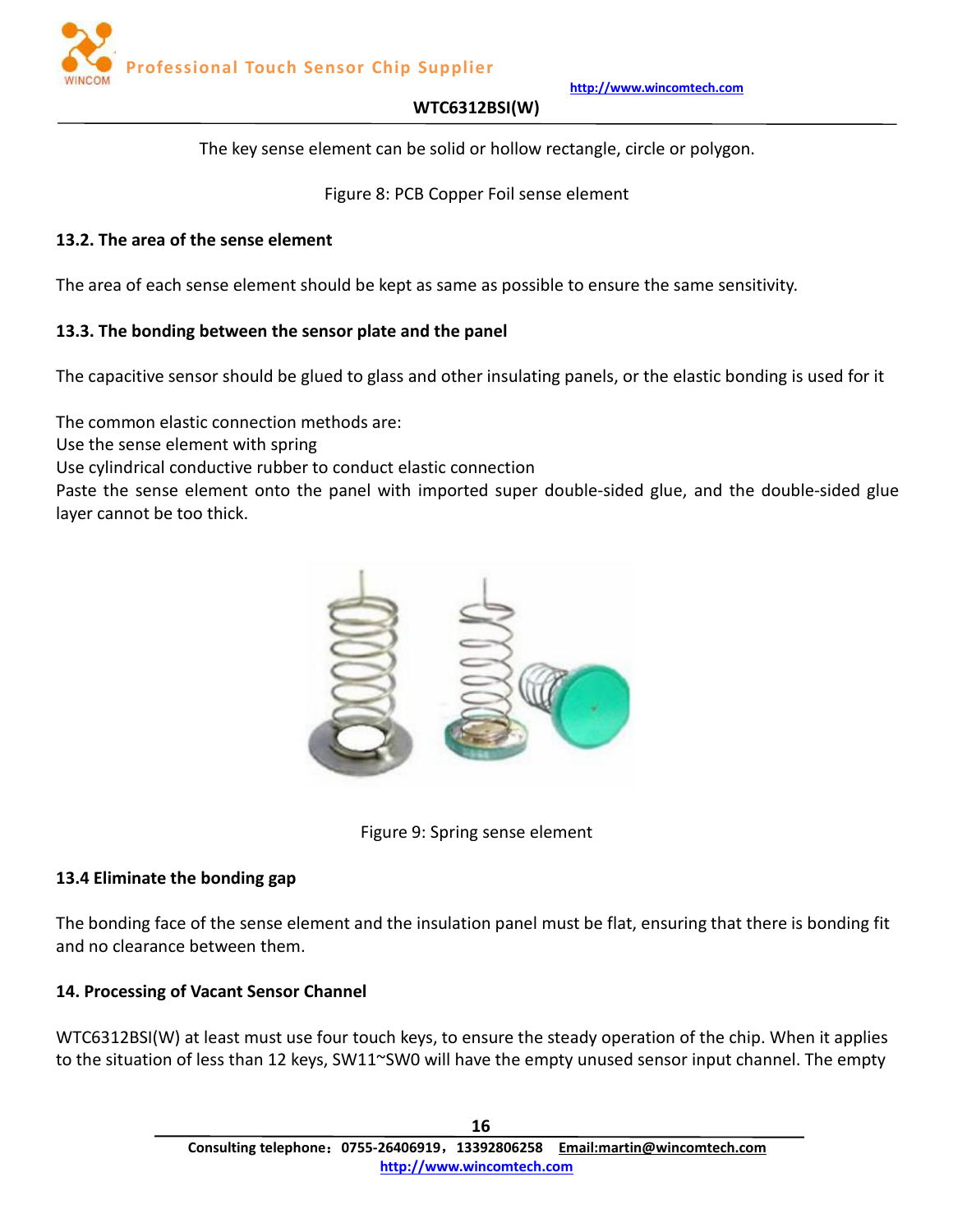The key sense element can be solid or hollow rectangle, circle or polygon.

Figure 8: PCB Copper Foil sense element

### 13.2. The area of the sense element

The area of each sense element should be kept as same as possible to ensure the same sensitivity.

### 13.3. The bonding between the sensor plate and the panel

The capacitive sensor should be glued to glass and other insulating panels, or the elastic bonding is used for it

The common elastic connection methods are:
Use the sense element with spring
Use cylindrical conductive rubber to conduct elastic connection
Paste the sense element onto the panel with imported super double-sided glue, and the double-sided glue layer cannot be too thick.

Figure 9: Spring sense element

### 13.4 Eliminate the bonding gap

The bonding face of the sense element and the insulation panel must be flat, ensuring that there is bonding fit and no clearance between them.

## 14. Processing of Vacant Sensor Channel

WTC6312BSI(W) at least must use four touch keys, to ensure the steady operation of the chip. When it applies to the situation of less than 12 keys, SW11~SW0 will have the empty unused sensor input channel. The empty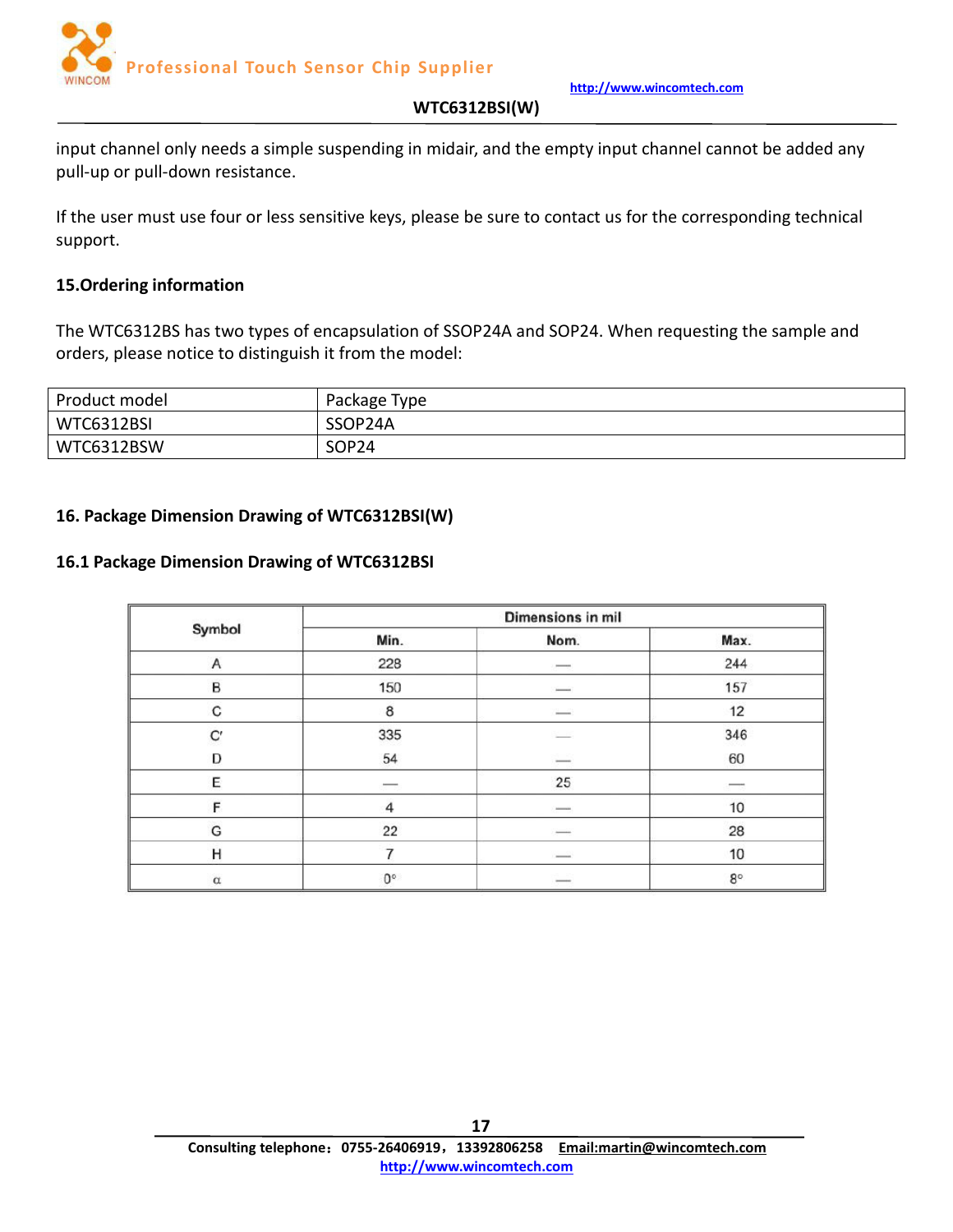input channel only needs a simple suspending in midair, and the empty input channel cannot be added any pull-up or pull-down resistance.

If the user must use four or less sensitive keys, please be sure to contact us for the corresponding technical support.

## 15.Ordering information

The WTC6312BS has two types of encapsulation of SSOP24A and SOP24. When requesting the sample and orders, please notice to distinguish it from the model:

| Product model | Package Type |
|---|---|
| WTC6312BSI | SSOP24A |
| WTC6312BSW | SOP24 |

## 16. Package Dimension Drawing of WTC6312BSI(W)

### 16.1 Package Dimension Drawing of WTC6312BSI

| Symbol | Dimensions in mil | | |
|---|---|---|---|
| | Min. | Nom. | Max. |
| A | 228 | — | 244 |
| B | 150 | — | 157 |
| C | 8 | — | 12 |
| C' | 335 | — | 346 |
| D | 54 | — | 60 |
| E | — | 25 | — |
| F | 4 | — | 10 |
| G | 22 | — | 28 |
| H | 7 | — | 10 |
| α | 0° | — | 8° |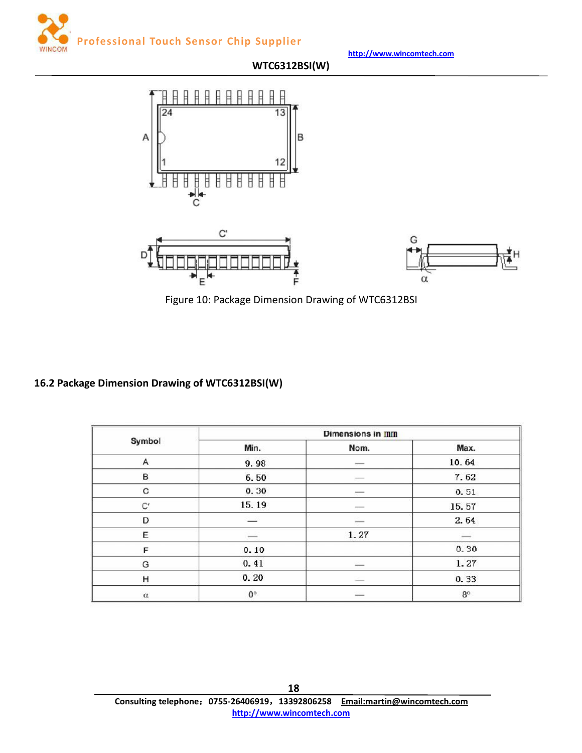Figure 10: Package Dimension Drawing of WTC6312BSI

## 16.2 Package Dimension Drawing of WTC6312BSI(W)

| Symbol | Dimensions in mm | | |
|---|---|---|---|
| | Min. | Nom. | Max. |
| A | 9.98 | — | 10.64 |
| B | 6.50 | — | 7.62 |
| C | 0.30 | — | 0.51 |
| C' | 15.19 | — | 15.57 |
| D | — | — | 2.64 |
| E | — | 1.27 | — |
| F | 0.10 | | 0.30 |
| G | 0.41 | — | 1.27 |
| H | 0.20 | — | 0.33 |
| α | 0° | — | 8° |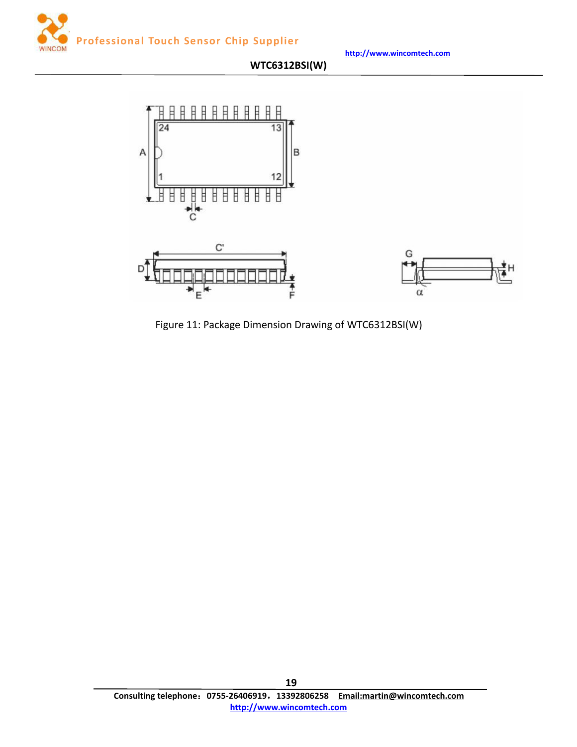A

B

C

24

13

1

12

C'

D

E

F

G

H

α

Figure 11: Package Dimension Drawing of WTC6312BSI(W)